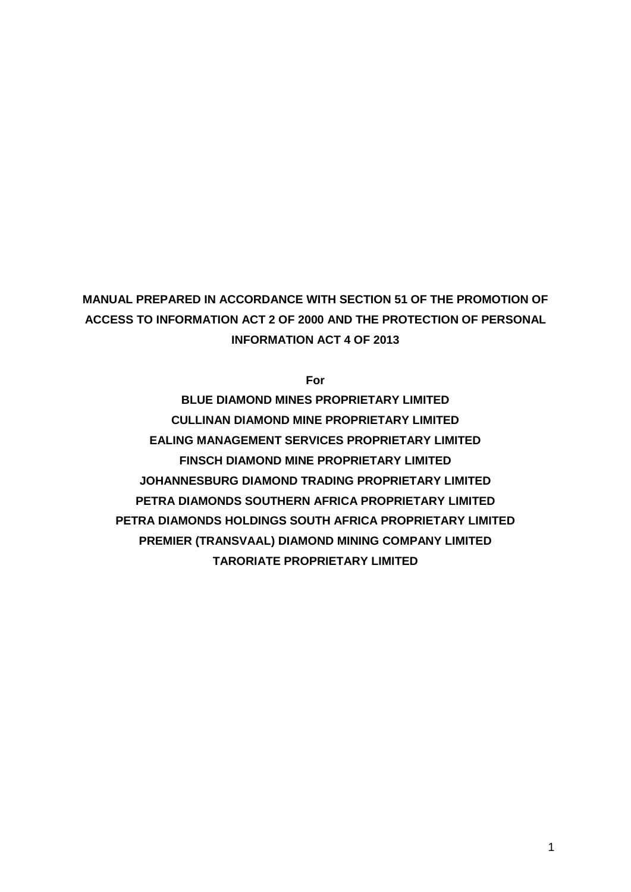**MANUAL PREPARED IN ACCORDANCE WITH SECTION 51 OF THE PROMOTION OF ACCESS TO INFORMATION ACT 2 OF 2000 AND THE PROTECTION OF PERSONAL INFORMATION ACT 4 OF 2013**

**For**

**BLUE DIAMOND MINES PROPRIETARY LIMITED**

**CULLINAN DIAMOND MINE PROPRIETARY LIMITED**

**EALING MANAGEMENT SERVICES PROPRIETARY LIMITED**

**FINSCH DIAMOND MINE PROPRIETARY LIMITED**

**JOHANNESBURG DIAMOND TRADING PROPRIETARY LIMITED**

**PETRA DIAMONDS SOUTHERN AFRICA PROPRIETARY LIMITED**

**PETRA DIAMONDS HOLDINGS SOUTH AFRICA PROPRIETARY LIMITED**

**PREMIER (TRANSVAAL) DIAMOND MINING COMPANY LIMITED**

**TARORIATE PROPRIETARY LIMITED**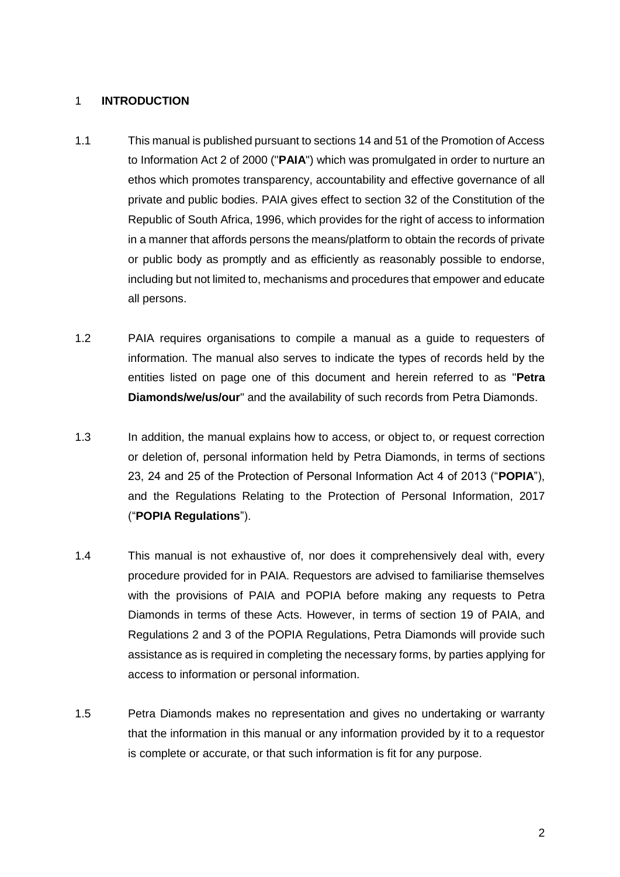# 1 **INTRODUCTION**

1.1 This manual is published pursuant to sections 14 and 51 of the Promotion of Access to Information Act 2 of 2000 ("**PAIA**") which was promulgated in order to nurture an ethos which promotes transparency, accountability and effective governance of all private and public bodies. PAIA gives effect to section 32 of the Constitution of the Republic of South Africa, 1996, which provides for the right of access to information in a manner that affords persons the means/platform to obtain the records of private or public body as promptly and as efficiently as reasonably possible to endorse, including but not limited to, mechanisms and procedures that empower and educate all persons.

1.2 PAIA requires organisations to compile a manual as a guide to requesters of information. The manual also serves to indicate the types of records held by the entities listed on page one of this document and herein referred to as "**Petra Diamonds/we/us/our**" and the availability of such records from Petra Diamonds.

1.3 In addition, the manual explains how to access, or object to, or request correction or deletion of, personal information held by Petra Diamonds, in terms of sections 23, 24 and 25 of the Protection of Personal Information Act 4 of 2013 ("**POPIA**"), and the Regulations Relating to the Protection of Personal Information, 2017 ("**POPIA Regulations**").

1.4 This manual is not exhaustive of, nor does it comprehensively deal with, every procedure provided for in PAIA. Requestors are advised to familiarise themselves with the provisions of PAIA and POPIA before making any requests to Petra Diamonds in terms of these Acts. However, in terms of section 19 of PAIA, and Regulations 2 and 3 of the POPIA Regulations, Petra Diamonds will provide such assistance as is required in completing the necessary forms, by parties applying for access to information or personal information.

1.5 Petra Diamonds makes no representation and gives no undertaking or warranty that the information in this manual or any information provided by it to a requestor is complete or accurate, or that such information is fit for any purpose.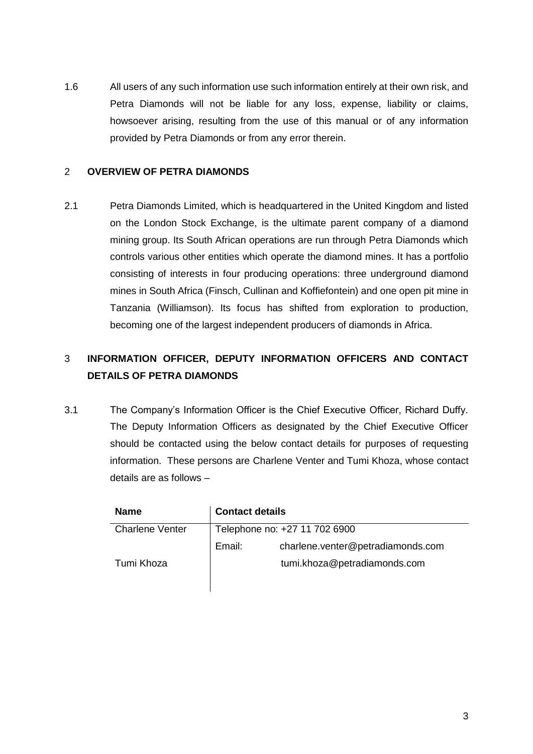1.6 All users of any such information use such information entirely at their own risk, and Petra Diamonds will not be liable for any loss, expense, liability or claims, howsoever arising, resulting from the use of this manual or of any information provided by Petra Diamonds or from any error therein.

## 2 OVERVIEW OF PETRA DIAMONDS

2.1 Petra Diamonds Limited, which is headquartered in the United Kingdom and listed on the London Stock Exchange, is the ultimate parent company of a diamond mining group. Its South African operations are run through Petra Diamonds which controls various other entities which operate the diamond mines. It has a portfolio consisting of interests in four producing operations: three underground diamond mines in South Africa (Finsch, Cullinan and Koffiefontein) and one open pit mine in Tanzania (Williamson). Its focus has shifted from exploration to production, becoming one of the largest independent producers of diamonds in Africa.

## 3 INFORMATION OFFICER, DEPUTY INFORMATION OFFICERS AND CONTACT DETAILS OF PETRA DIAMONDS

3.1 The Company's Information Officer is the Chief Executive Officer, Richard Duffy. The Deputy Information Officers as designated by the Chief Executive Officer should be contacted using the below contact details for purposes of requesting information. These persons are Charlene Venter and Tumi Khoza, whose contact details are as follows –

| Name | Contact details | |
|---|---|---|
| Charlene Venter | Telephone no: +27 11 702 6900 | |
| | Email: | charlene.venter@petradiamonds.com |
| Tumi Khoza | | tumi.khoza@petradiamonds.com |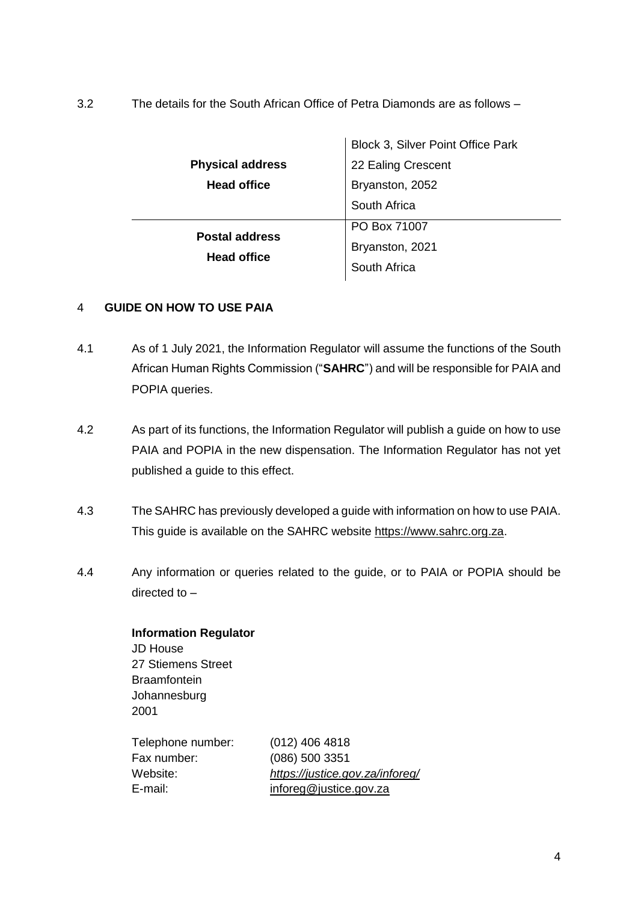3.2 The details for the South African Office of Petra Diamonds are as follows –

| | |
|---|---|
| **Physical address**<br>**Head office** | Block 3, Silver Point Office Park<br>22 Ealing Crescent<br>Bryanston, 2052<br>South Africa |
| **Postal address**<br>**Head office** | PO Box 71007<br>Bryanston, 2021<br>South Africa |

## 4 GUIDE ON HOW TO USE PAIA

4.1 As of 1 July 2021, the Information Regulator will assume the functions of the South African Human Rights Commission ("**SAHRC**") and will be responsible for PAIA and POPIA queries.

4.2 As part of its functions, the Information Regulator will publish a guide on how to use PAIA and POPIA in the new dispensation. The Information Regulator has not yet published a guide to this effect.

4.3 The SAHRC has previously developed a guide with information on how to use PAIA. This guide is available on the SAHRC website https://www.sahrc.org.za.

4.4 Any information or queries related to the guide, or to PAIA or POPIA should be directed to –

**Information Regulator**
JD House
27 Stiemens Street
Braamfontein
Johannesburg
2001

| | |
|---|---|
| Telephone number: | (012) 406 4818 |
| Fax number: | (086) 500 3351 |
| Website: | *https://justice.gov.za/inforeg/* |
| E-mail: | inforeg@justice.gov.za |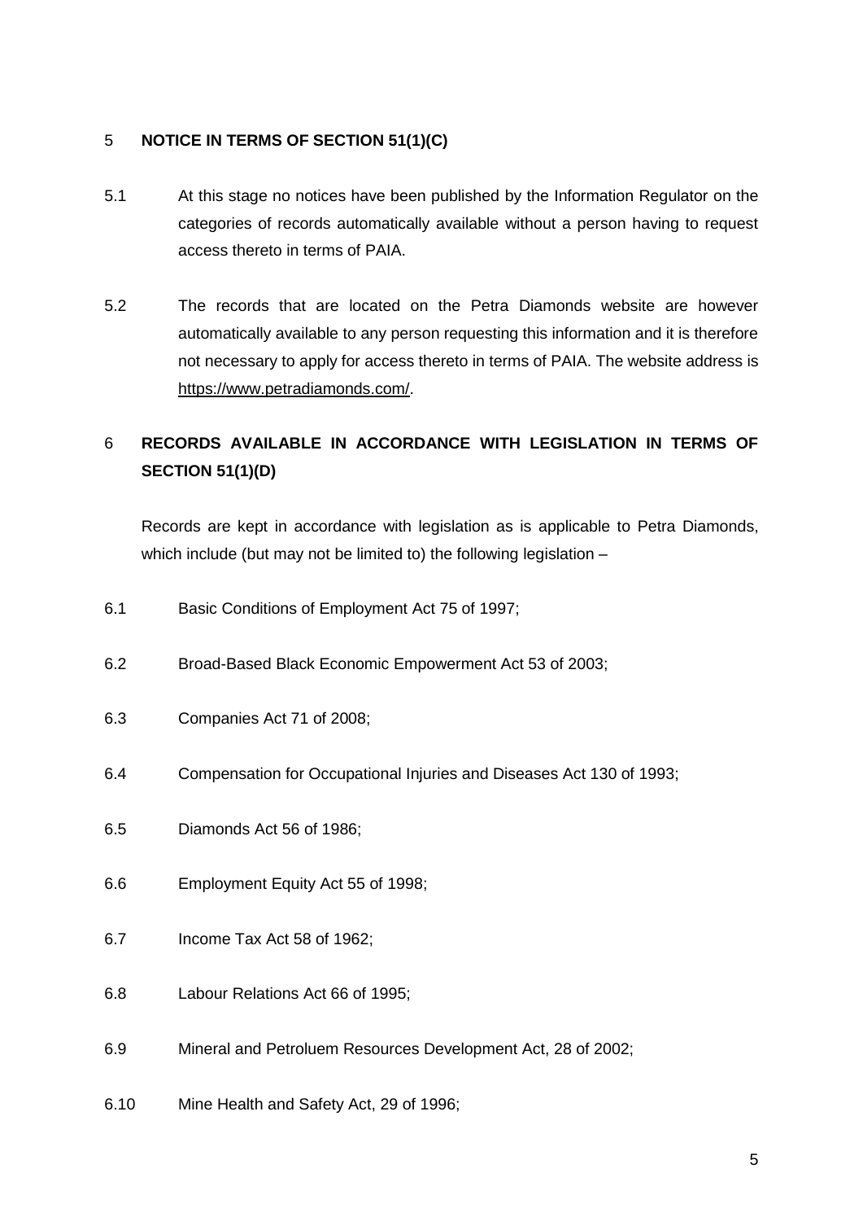## 5 NOTICE IN TERMS OF SECTION 51(1)(C)

5.1 At this stage no notices have been published by the Information Regulator on the categories of records automatically available without a person having to request access thereto in terms of PAIA.

5.2 The records that are located on the Petra Diamonds website are however automatically available to any person requesting this information and it is therefore not necessary to apply for access thereto in terms of PAIA. The website address is https://www.petradiamonds.com/.

## 6 RECORDS AVAILABLE IN ACCORDANCE WITH LEGISLATION IN TERMS OF SECTION 51(1)(D)

Records are kept in accordance with legislation as is applicable to Petra Diamonds, which include (but may not be limited to) the following legislation –

6.1 Basic Conditions of Employment Act 75 of 1997;

6.2 Broad-Based Black Economic Empowerment Act 53 of 2003;

6.3 Companies Act 71 of 2008;

6.4 Compensation for Occupational Injuries and Diseases Act 130 of 1993;

6.5 Diamonds Act 56 of 1986;

6.6 Employment Equity Act 55 of 1998;

6.7 Income Tax Act 58 of 1962;

6.8 Labour Relations Act 66 of 1995;

6.9 Mineral and Petroluem Resources Development Act, 28 of 2002;

6.10 Mine Health and Safety Act, 29 of 1996;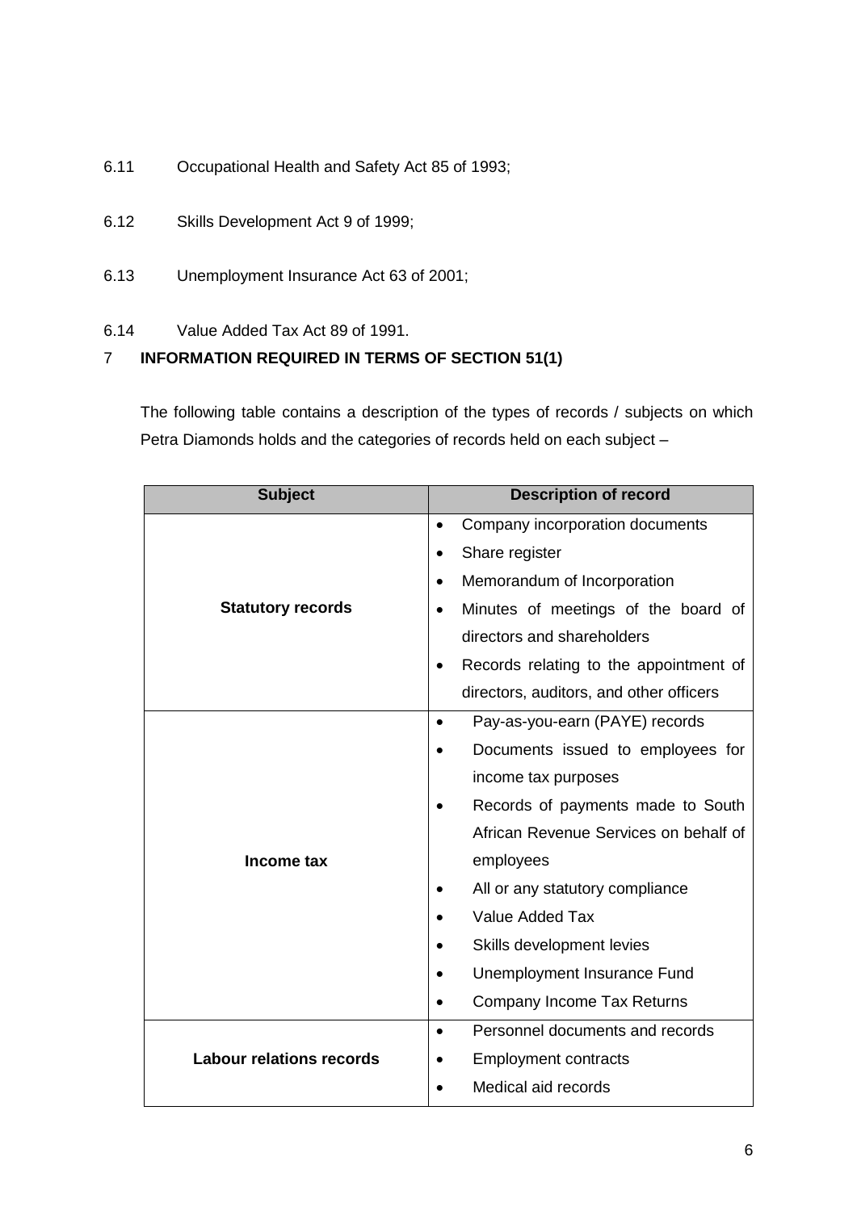6.11 Occupational Health and Safety Act 85 of 1993;

6.12 Skills Development Act 9 of 1999;

6.13 Unemployment Insurance Act 63 of 2001;

6.14 Value Added Tax Act 89 of 1991.

## 7 INFORMATION REQUIRED IN TERMS OF SECTION 51(1)

The following table contains a description of the types of records / subjects on which Petra Diamonds holds and the categories of records held on each subject –

| Subject | Description of record |
|---|---|
| **Statutory records** | • Company incorporation documents<br>• Share register<br>• Memorandum of Incorporation<br>• Minutes of meetings of the board of directors and shareholders<br>• Records relating to the appointment of directors, auditors, and other officers |
| **Income tax** | • Pay-as-you-earn (PAYE) records<br>• Documents issued to employees for income tax purposes<br>• Records of payments made to South African Revenue Services on behalf of employees<br>• All or any statutory compliance<br>• Value Added Tax<br>• Skills development levies<br>• Unemployment Insurance Fund<br>• Company Income Tax Returns |
| **Labour relations records** | • Personnel documents and records<br>• Employment contracts<br>• Medical aid records |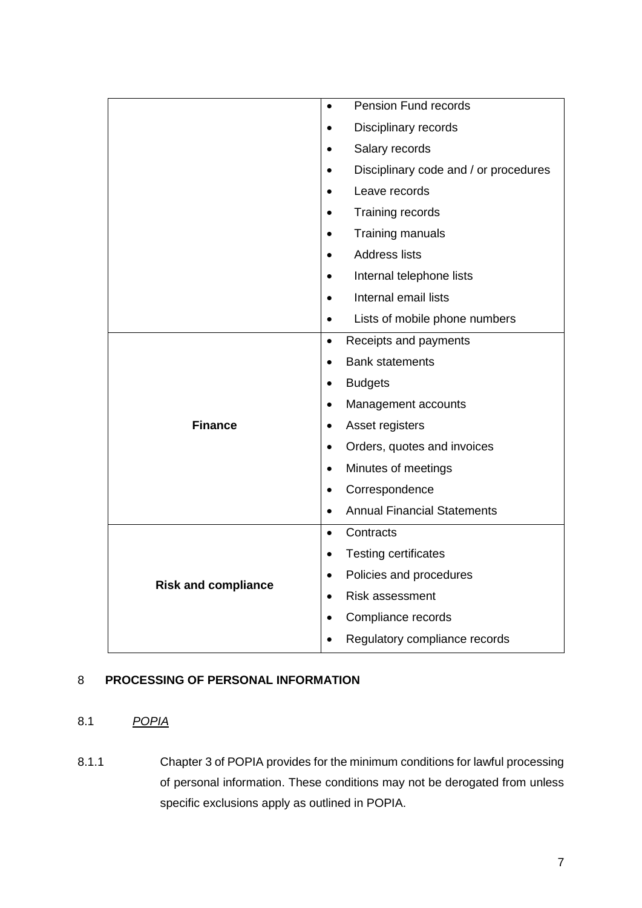| | |
|---|---|
| | • Pension Fund records<br>• Disciplinary records<br>• Salary records<br>• Disciplinary code and / or procedures<br>• Leave records<br>• Training records<br>• Training manuals<br>• Address lists<br>• Internal telephone lists<br>• Internal email lists<br>• Lists of mobile phone numbers |
| **Finance** | • Receipts and payments<br>• Bank statements<br>• Budgets<br>• Management accounts<br>• Asset registers<br>• Orders, quotes and invoices<br>• Minutes of meetings<br>• Correspondence<br>• Annual Financial Statements |
| **Risk and compliance** | • Contracts<br>• Testing certificates<br>• Policies and procedures<br>• Risk assessment<br>• Compliance records<br>• Regulatory compliance records |

## 8 PROCESSING OF PERSONAL INFORMATION

### 8.1 *POPIA*

8.1.1 Chapter 3 of POPIA provides for the minimum conditions for lawful processing of personal information. These conditions may not be derogated from unless specific exclusions apply as outlined in POPIA.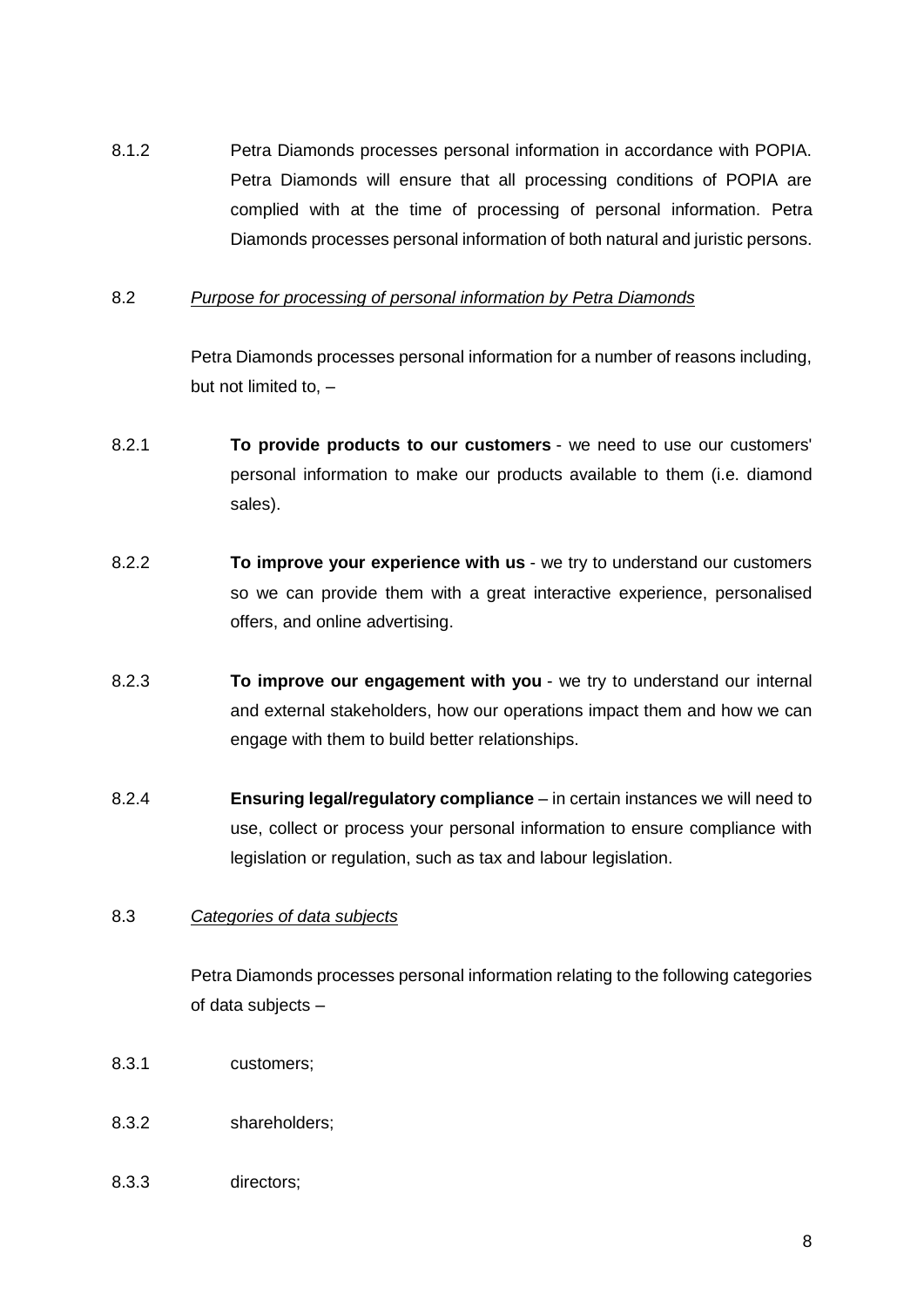8.1.2 Petra Diamonds processes personal information in accordance with POPIA. Petra Diamonds will ensure that all processing conditions of POPIA are complied with at the time of processing of personal information. Petra Diamonds processes personal information of both natural and juristic persons.

8.2 *Purpose for processing of personal information by Petra Diamonds*

Petra Diamonds processes personal information for a number of reasons including, but not limited to, –

8.2.1 **To provide products to our customers** - we need to use our customers' personal information to make our products available to them (i.e. diamond sales).

8.2.2 **To improve your experience with us** - we try to understand our customers so we can provide them with a great interactive experience, personalised offers, and online advertising.

8.2.3 **To improve our engagement with you** - we try to understand our internal and external stakeholders, how our operations impact them and how we can engage with them to build better relationships.

8.2.4 **Ensuring legal/regulatory compliance** – in certain instances we will need to use, collect or process your personal information to ensure compliance with legislation or regulation, such as tax and labour legislation.

8.3 *Categories of data subjects*

Petra Diamonds processes personal information relating to the following categories of data subjects –

8.3.1 customers;

8.3.2 shareholders;

8.3.3 directors;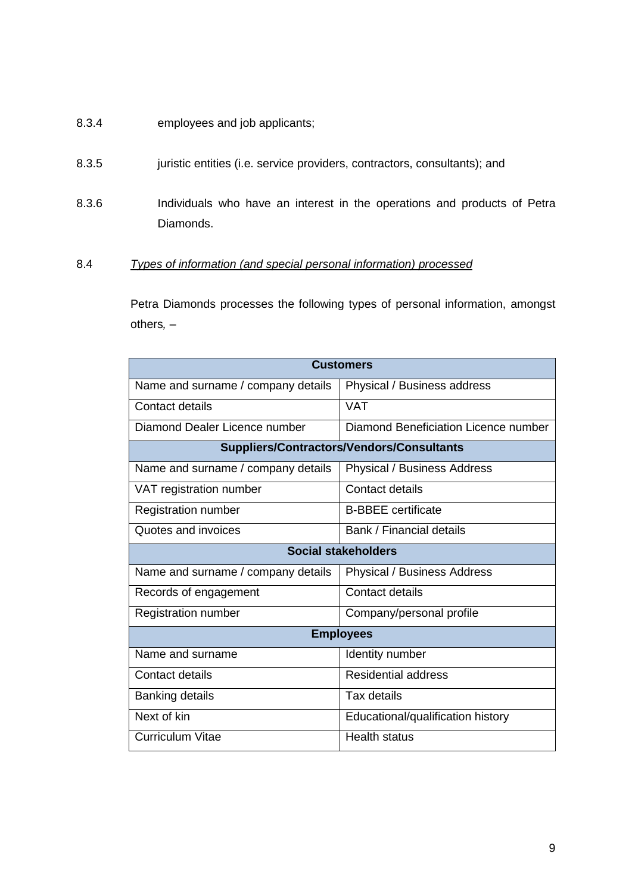8.3.4 employees and job applicants;

8.3.5 juristic entities (i.e. service providers, contractors, consultants); and

8.3.6 Individuals who have an interest in the operations and products of Petra Diamonds.

8.4 *Types of information (and special personal information) processed*

Petra Diamonds processes the following types of personal information, amongst others*,* –

| **Customers** | |
|---|---|
| Name and surname / company details | Physical / Business address |
| Contact details | VAT |
| Diamond Dealer Licence number | Diamond Beneficiation Licence number |
| **Suppliers/Contractors/Vendors/Consultants** | |
| Name and surname / company details | Physical / Business Address |
| VAT registration number | Contact details |
| Registration number | B-BBEE certificate |
| Quotes and invoices | Bank / Financial details |
| **Social stakeholders** | |
| Name and surname / company details | Physical / Business Address |
| Records of engagement | Contact details |
| Registration number | Company/personal profile |
| **Employees** | |
| Name and surname | Identity number |
| Contact details | Residential address |
| Banking details | Tax details |
| Next of kin | Educational/qualification history |
| Curriculum Vitae | Health status |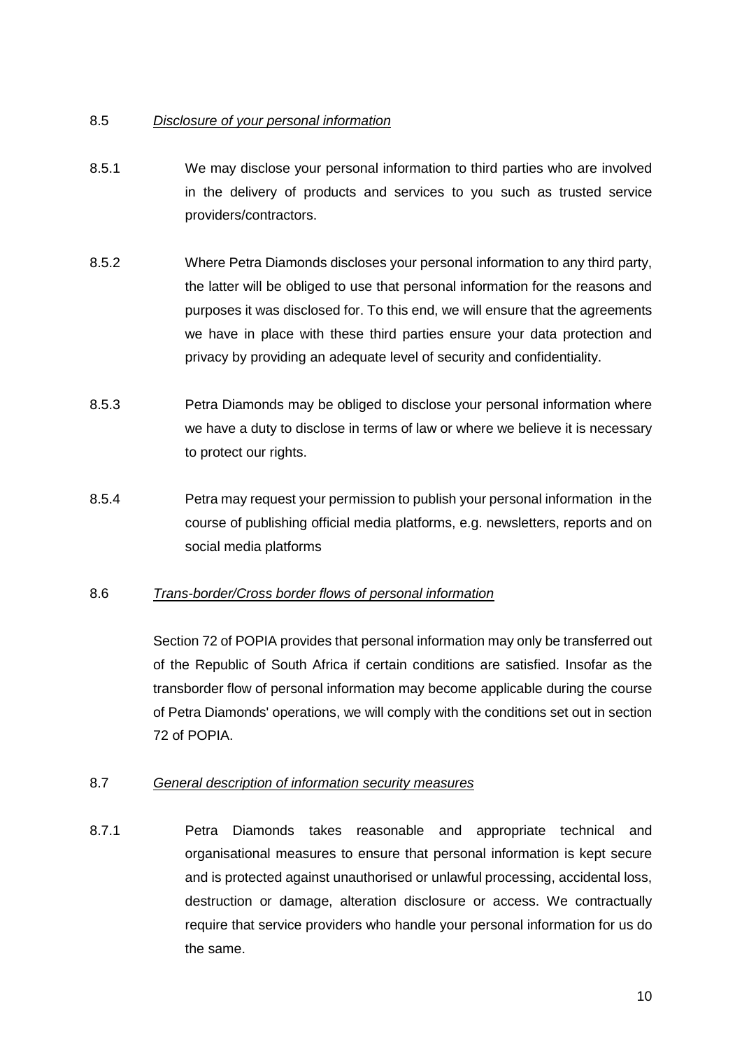8.5 *Disclosure of your personal information*

8.5.1 We may disclose your personal information to third parties who are involved in the delivery of products and services to you such as trusted service providers/contractors.

8.5.2 Where Petra Diamonds discloses your personal information to any third party, the latter will be obliged to use that personal information for the reasons and purposes it was disclosed for. To this end, we will ensure that the agreements we have in place with these third parties ensure your data protection and privacy by providing an adequate level of security and confidentiality.

8.5.3 Petra Diamonds may be obliged to disclose your personal information where we have a duty to disclose in terms of law or where we believe it is necessary to protect our rights.

8.5.4 Petra may request your permission to publish your personal information in the course of publishing official media platforms, e.g. newsletters, reports and on social media platforms

8.6 *Trans-border/Cross border flows of personal information*

Section 72 of POPIA provides that personal information may only be transferred out of the Republic of South Africa if certain conditions are satisfied. Insofar as the transborder flow of personal information may become applicable during the course of Petra Diamonds' operations, we will comply with the conditions set out in section 72 of POPIA.

8.7 *General description of information security measures*

8.7.1 Petra Diamonds takes reasonable and appropriate technical and organisational measures to ensure that personal information is kept secure and is protected against unauthorised or unlawful processing, accidental loss, destruction or damage, alteration disclosure or access. We contractually require that service providers who handle your personal information for us do the same.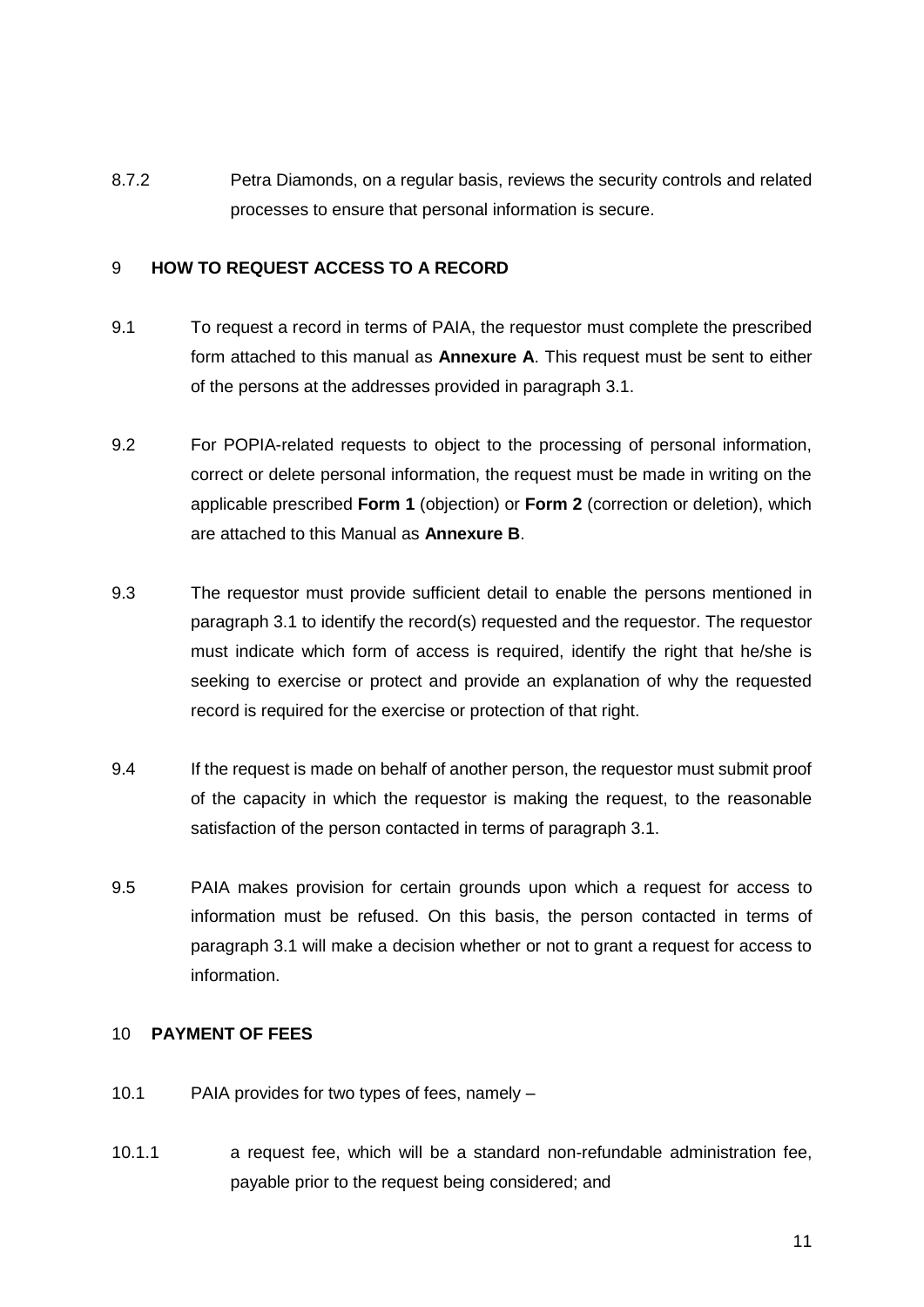8.7.2 Petra Diamonds, on a regular basis, reviews the security controls and related processes to ensure that personal information is secure.

## 9 HOW TO REQUEST ACCESS TO A RECORD

9.1 To request a record in terms of PAIA, the requestor must complete the prescribed form attached to this manual as **Annexure A**. This request must be sent to either of the persons at the addresses provided in paragraph 3.1.

9.2 For POPIA-related requests to object to the processing of personal information, correct or delete personal information, the request must be made in writing on the applicable prescribed **Form 1** (objection) or **Form 2** (correction or deletion), which are attached to this Manual as **Annexure B**.

9.3 The requestor must provide sufficient detail to enable the persons mentioned in paragraph 3.1 to identify the record(s) requested and the requestor. The requestor must indicate which form of access is required, identify the right that he/she is seeking to exercise or protect and provide an explanation of why the requested record is required for the exercise or protection of that right.

9.4 If the request is made on behalf of another person, the requestor must submit proof of the capacity in which the requestor is making the request, to the reasonable satisfaction of the person contacted in terms of paragraph 3.1.

9.5 PAIA makes provision for certain grounds upon which a request for access to information must be refused. On this basis, the person contacted in terms of paragraph 3.1 will make a decision whether or not to grant a request for access to information.

## 10 PAYMENT OF FEES

10.1 PAIA provides for two types of fees, namely –

10.1.1 a request fee, which will be a standard non-refundable administration fee, payable prior to the request being considered; and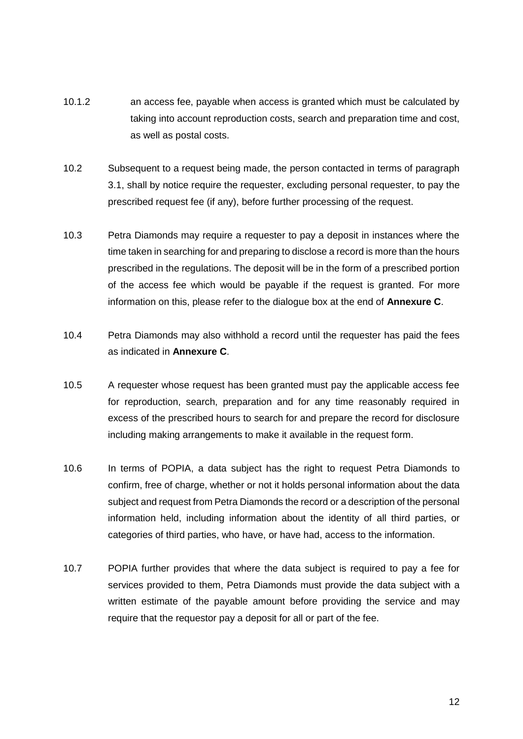10.1.2 an access fee, payable when access is granted which must be calculated by taking into account reproduction costs, search and preparation time and cost, as well as postal costs.

10.2 Subsequent to a request being made, the person contacted in terms of paragraph 3.1, shall by notice require the requester, excluding personal requester, to pay the prescribed request fee (if any), before further processing of the request.

10.3 Petra Diamonds may require a requester to pay a deposit in instances where the time taken in searching for and preparing to disclose a record is more than the hours prescribed in the regulations. The deposit will be in the form of a prescribed portion of the access fee which would be payable if the request is granted. For more information on this, please refer to the dialogue box at the end of **Annexure C**.

10.4 Petra Diamonds may also withhold a record until the requester has paid the fees as indicated in **Annexure C**.

10.5 A requester whose request has been granted must pay the applicable access fee for reproduction, search, preparation and for any time reasonably required in excess of the prescribed hours to search for and prepare the record for disclosure including making arrangements to make it available in the request form.

10.6 In terms of POPIA, a data subject has the right to request Petra Diamonds to confirm, free of charge, whether or not it holds personal information about the data subject and request from Petra Diamonds the record or a description of the personal information held, including information about the identity of all third parties, or categories of third parties, who have, or have had, access to the information.

10.7 POPIA further provides that where the data subject is required to pay a fee for services provided to them, Petra Diamonds must provide the data subject with a written estimate of the payable amount before providing the service and may require that the requestor pay a deposit for all or part of the fee.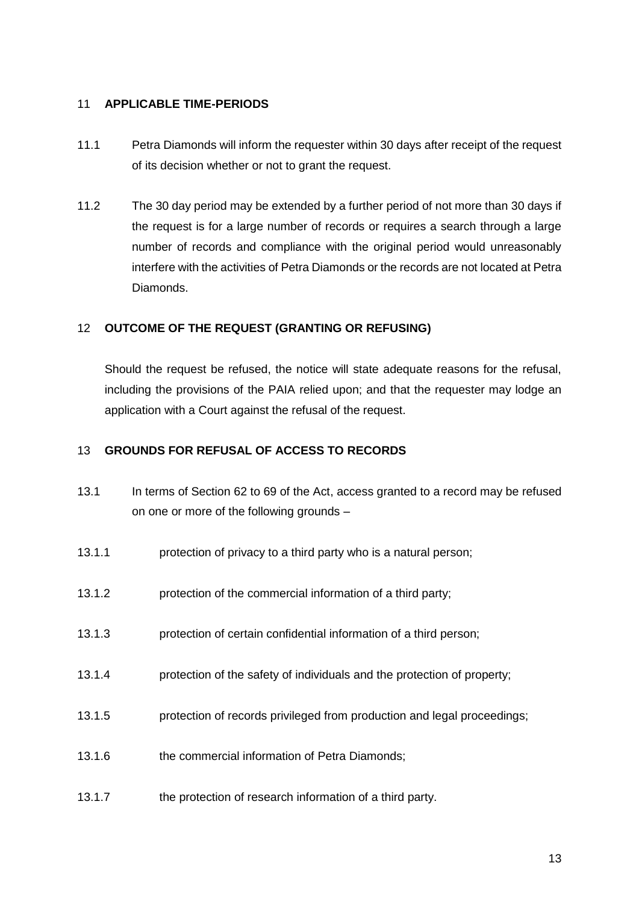## 11 APPLICABLE TIME-PERIODS

11.1 Petra Diamonds will inform the requester within 30 days after receipt of the request of its decision whether or not to grant the request.

11.2 The 30 day period may be extended by a further period of not more than 30 days if the request is for a large number of records or requires a search through a large number of records and compliance with the original period would unreasonably interfere with the activities of Petra Diamonds or the records are not located at Petra Diamonds.

## 12 OUTCOME OF THE REQUEST (GRANTING OR REFUSING)

Should the request be refused, the notice will state adequate reasons for the refusal, including the provisions of the PAIA relied upon; and that the requester may lodge an application with a Court against the refusal of the request.

## 13 GROUNDS FOR REFUSAL OF ACCESS TO RECORDS

13.1 In terms of Section 62 to 69 of the Act, access granted to a record may be refused on one or more of the following grounds –

13.1.1 protection of privacy to a third party who is a natural person;

13.1.2 protection of the commercial information of a third party;

13.1.3 protection of certain confidential information of a third person;

13.1.4 protection of the safety of individuals and the protection of property;

13.1.5 protection of records privileged from production and legal proceedings;

13.1.6 the commercial information of Petra Diamonds;

13.1.7 the protection of research information of a third party.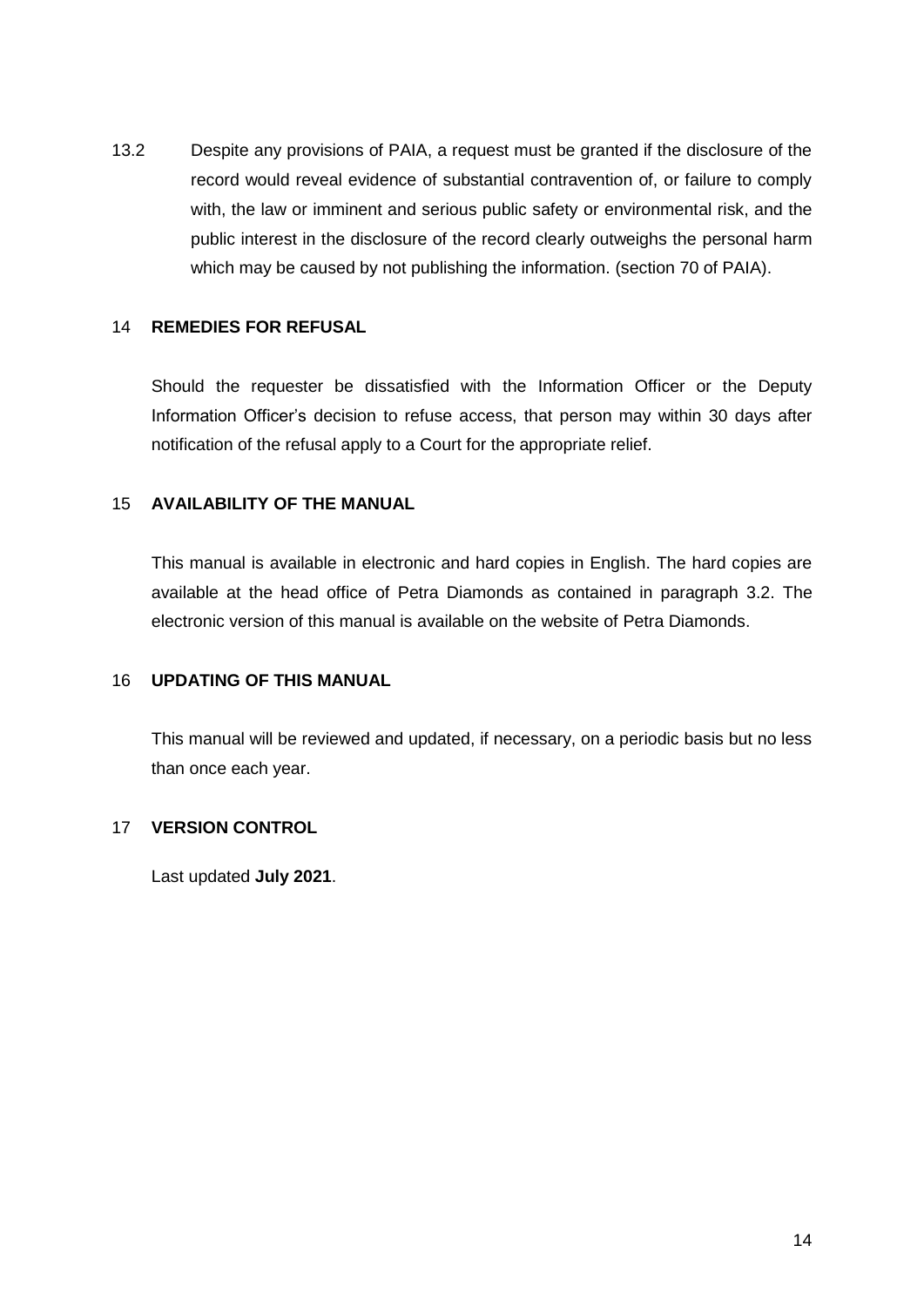13.2 Despite any provisions of PAIA, a request must be granted if the disclosure of the record would reveal evidence of substantial contravention of, or failure to comply with, the law or imminent and serious public safety or environmental risk, and the public interest in the disclosure of the record clearly outweighs the personal harm which may be caused by not publishing the information. (section 70 of PAIA).

## 14 REMEDIES FOR REFUSAL

Should the requester be dissatisfied with the Information Officer or the Deputy Information Officer's decision to refuse access, that person may within 30 days after notification of the refusal apply to a Court for the appropriate relief.

## 15 AVAILABILITY OF THE MANUAL

This manual is available in electronic and hard copies in English. The hard copies are available at the head office of Petra Diamonds as contained in paragraph 3.2. The electronic version of this manual is available on the website of Petra Diamonds.

## 16 UPDATING OF THIS MANUAL

This manual will be reviewed and updated, if necessary, on a periodic basis but no less than once each year.

## 17 VERSION CONTROL

Last updated **July 2021**.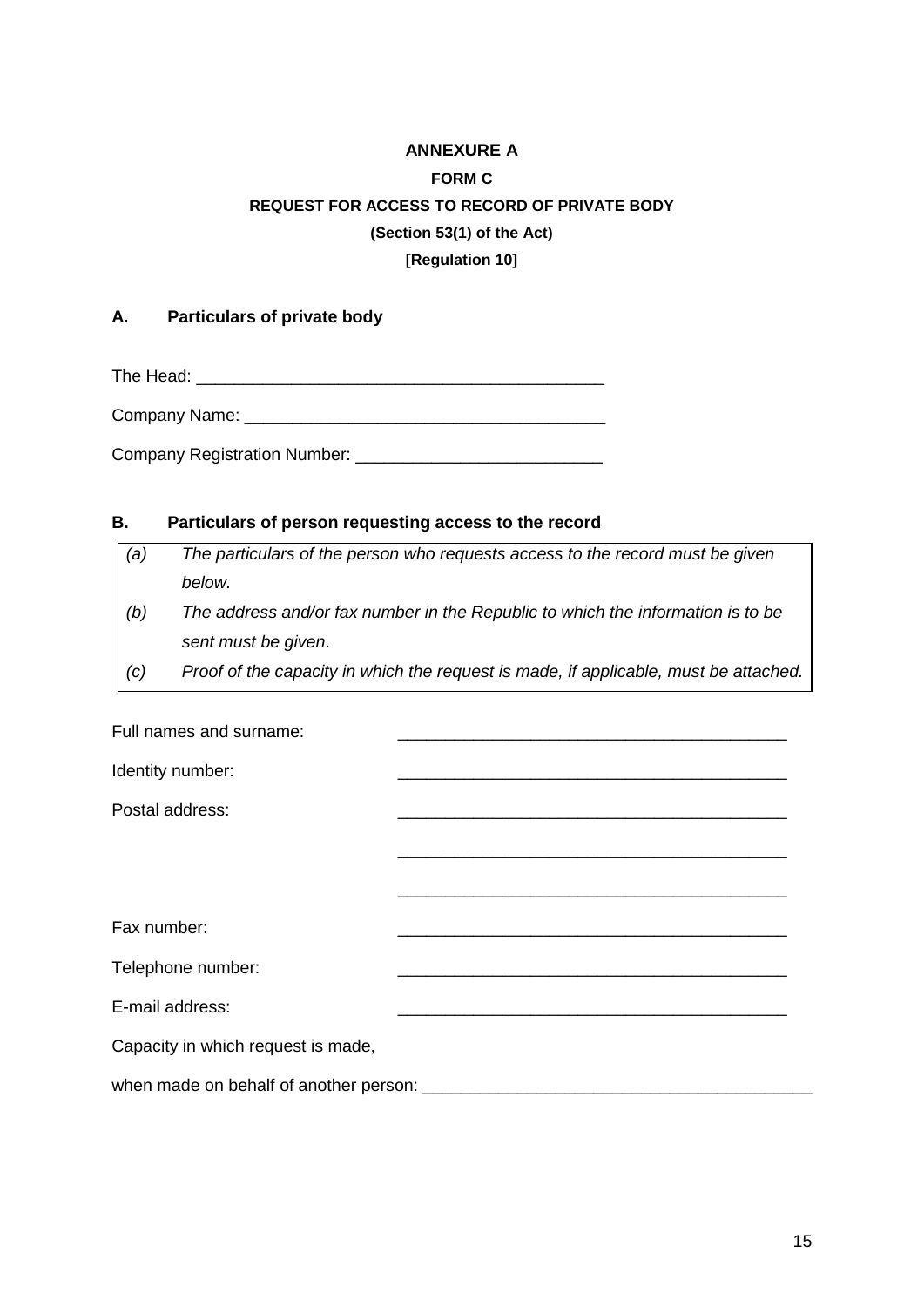**ANNEXURE A**

**FORM C**

**REQUEST FOR ACCESS TO RECORD OF PRIVATE BODY**

**(Section 53(1) of the Act)**

**[Regulation 10]**

## A. Particulars of private body

The Head: ___________________________________________

Company Name: ______________________________________

Company Registration Number: __________________________

## B. Particulars of person requesting access to the record

| | |
|---|---|
| *(a)* | *The particulars of the person who requests access to the record must be given below.* |
| *(b)* | *The address and/or fax number in the Republic to which the information is to be sent must be given*. |
| *(c)* | *Proof of the capacity in which the request is made, if applicable, must be attached.* |

Full names and surname: ________________________________________

Identity number: ________________________________________

Postal address: ________________________________________

________________________________________

________________________________________

Fax number: ________________________________________

Telephone number: ________________________________________

E-mail address: ________________________________________

Capacity in which request is made,

when made on behalf of another person: ________________________________________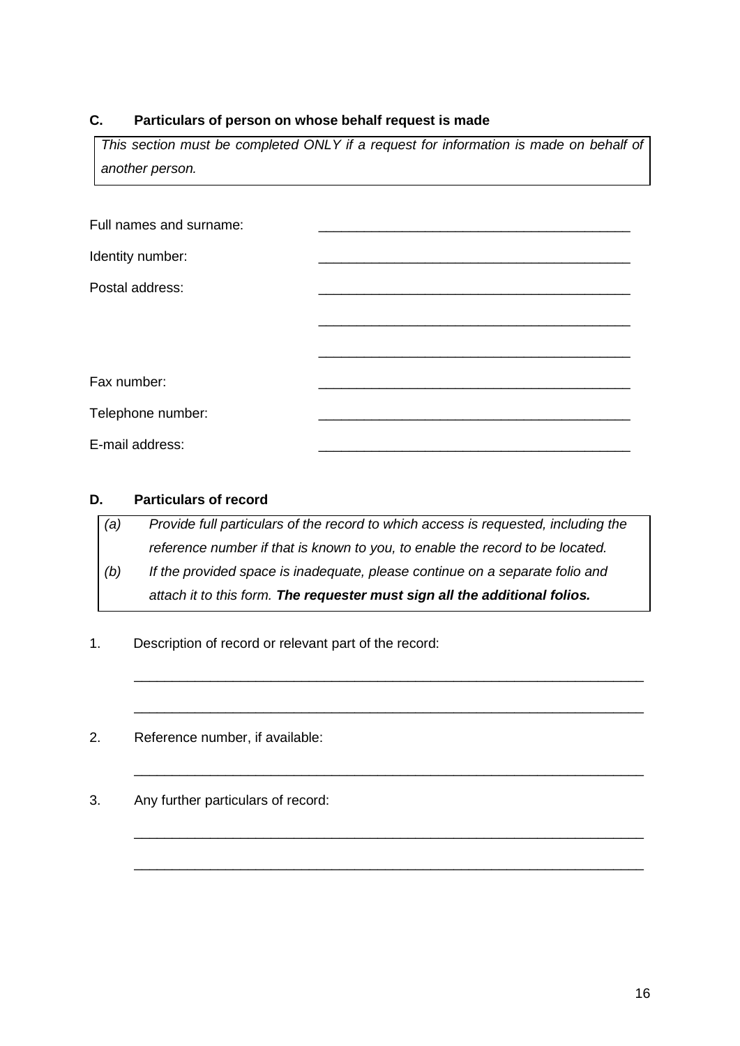## C. Particulars of person on whose behalf request is made

*This section must be completed ONLY if a request for information is made on behalf of another person.*

Full names and surname: ________________________________________

Identity number: ________________________________________

Postal address: ________________________________________

________________________________________

________________________________________

Fax number: ________________________________________

Telephone number: ________________________________________

E-mail address: ________________________________________

## D. Particulars of record

*(a) Provide full particulars of the record to which access is requested, including the reference number if that is known to you, to enable the record to be located.*

*(b) If the provided space is inadequate, please continue on a separate folio and attach it to this form.* ***The requester must sign all the additional folios.***

1. Description of record or relevant part of the record:

   ____________________________________________________________________

   ____________________________________________________________________

2. Reference number, if available:

   ____________________________________________________________________

3. Any further particulars of record:

   ____________________________________________________________________

   ____________________________________________________________________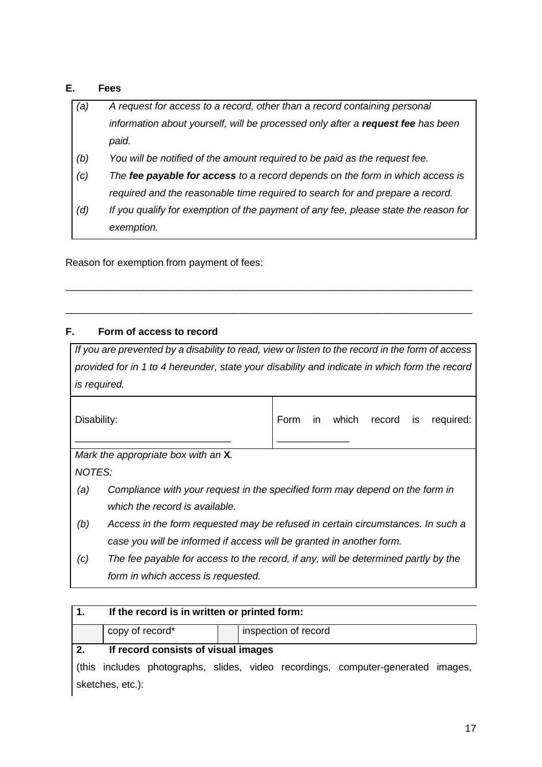## E. Fees

*(a) A request for access to a record, other than a record containing personal information about yourself, will be processed only after a **request fee** has been paid.*

*(b) You will be notified of the amount required to be paid as the request fee.*

*(c) The **fee payable for access** to a record depends on the form in which access is required and the reasonable time required to search for and prepare a record.*

*(d) If you qualify for exemption of the payment of any fee, please state the reason for exemption.*

Reason for exemption from payment of fees:

\_\_\_\_\_\_\_\_\_\_\_\_\_\_\_\_\_\_\_\_\_\_\_\_\_\_\_\_\_\_\_\_\_\_\_\_\_\_\_\_\_\_\_\_\_\_\_\_\_\_\_\_\_\_\_\_\_\_\_\_\_\_\_\_\_\_\_\_\_\_\_\_

\_\_\_\_\_\_\_\_\_\_\_\_\_\_\_\_\_\_\_\_\_\_\_\_\_\_\_\_\_\_\_\_\_\_\_\_\_\_\_\_\_\_\_\_\_\_\_\_\_\_\_\_\_\_\_\_\_\_\_\_\_\_\_\_\_\_\_\_\_\_\_\_

## F. Form of access to record

*If you are prevented by a disability to read, view or listen to the record in the form of access provided for in 1 to 4 hereunder, state your disability and indicate in which form the record is required.*

| Disability: | Form in which record is required: |
|---|---|
| \_\_\_\_\_\_\_\_\_\_\_\_\_\_\_\_\_\_\_\_\_\_\_\_\_\_\_\_ | \_\_\_\_\_\_\_\_\_\_\_\_\_ |

*Mark the appropriate box with an **X**.*

*NOTES:*

*(a) Compliance with your request in the specified form may depend on the form in which the record is available.*

*(b) Access in the form requested may be refused in certain circumstances. In such a case you will be informed if access will be granted in another form.*

*(c) The fee payable for access to the record, if any, will be determined partly by the form in which access is requested.*

**1. If the record is in written or printed form:**

| | copy of record* | | inspection of record |
|---|---|---|---|

**2. If record consists of visual images**

(this includes photographs, slides, video recordings, computer-generated images, sketches, etc.):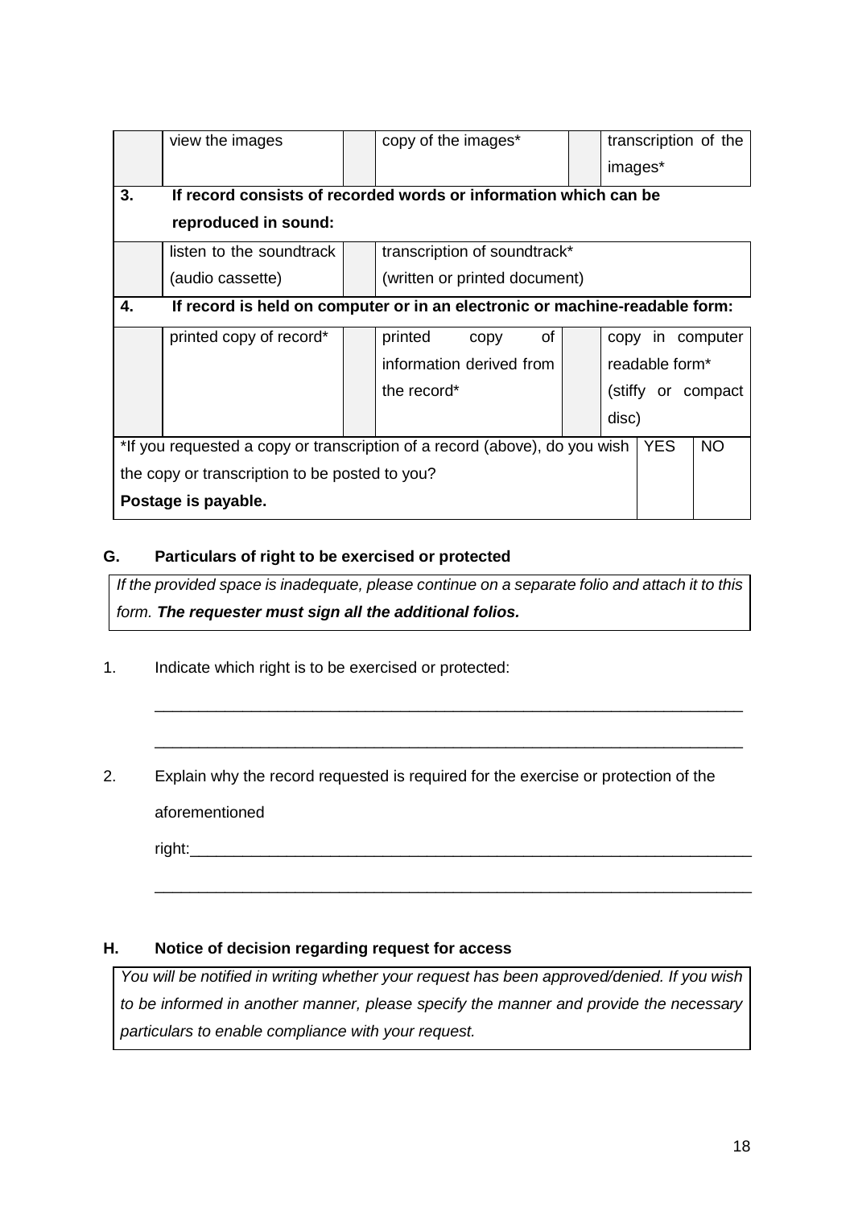| | view the images | | copy of the images* | | transcription of the images* |
|---|---|---|---|---|---|
| **3.** | **If record consists of recorded words or information which can be reproduced in sound:** | | | | |
| | listen to the soundtrack (audio cassette) | | transcription of soundtrack* (written or printed document) | | |
| **4.** | **If record is held on computer or in an electronic or machine-readable form:** | | | | |
| | printed copy of record* | | printed copy of information derived from the record* | | copy in computer readable form* (stiffy or compact disc) |

| *If you requested a copy or transcription of a record (above), do you wish the copy or transcription to be posted to you? **Postage is payable.** | YES | NO |
|---|---|---|

## G. Particulars of right to be exercised or protected

*If the provided space is inadequate, please continue on a separate folio and attach it to this form.* ***The requester must sign all the additional folios.***

1. Indicate which right is to be exercised or protected:

   ______________________________________________________________________

   ______________________________________________________________________

2. Explain why the record requested is required for the exercise or protection of the aforementioned right:______________________________________________________________

   ______________________________________________________________________

## H. Notice of decision regarding request for access

*You will be notified in writing whether your request has been approved/denied. If you wish to be informed in another manner, please specify the manner and provide the necessary particulars to enable compliance with your request.*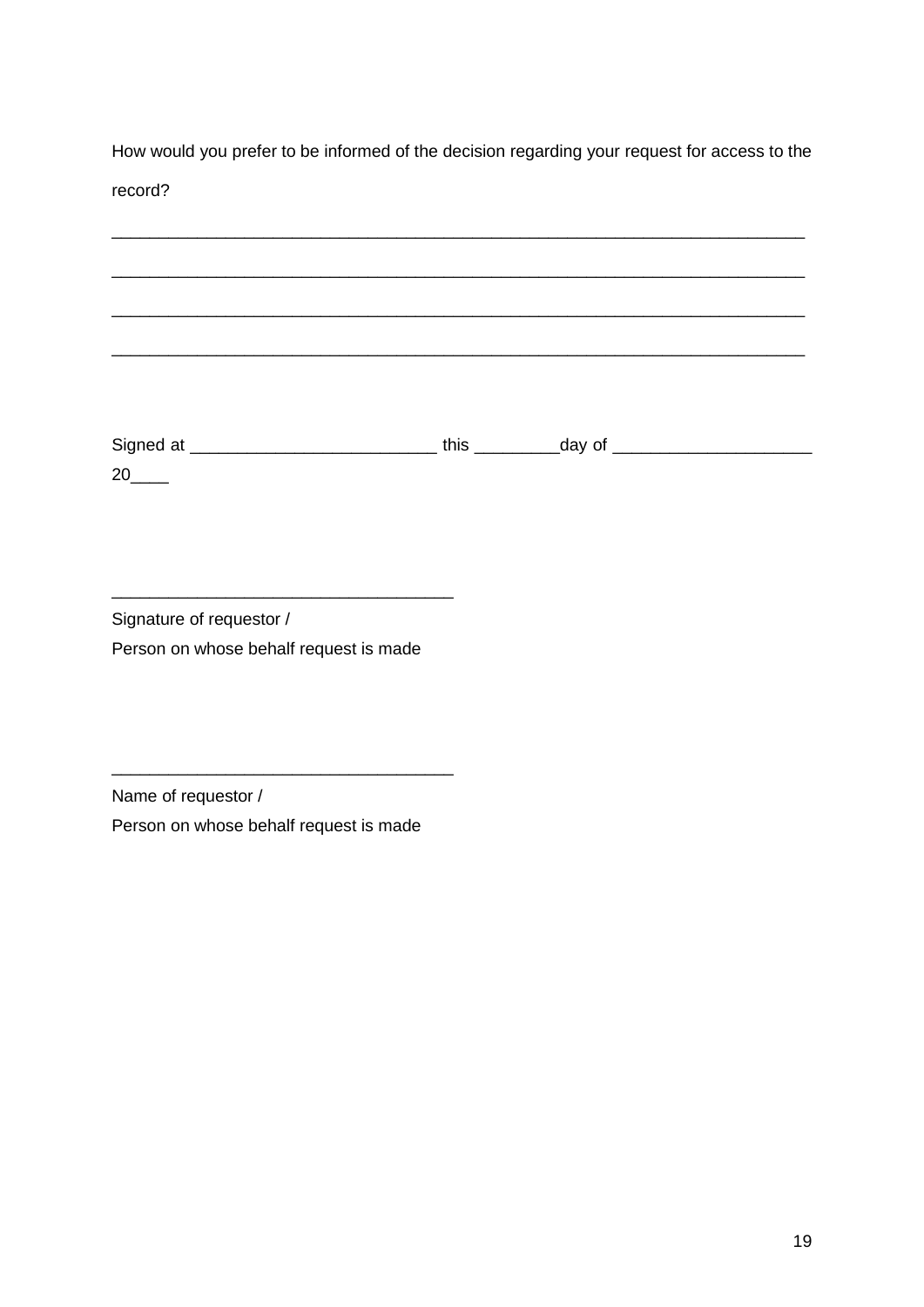How would you prefer to be informed of the decision regarding your request for access to the record?

____________________________________________________________________________

____________________________________________________________________________

____________________________________________________________________________

____________________________________________________________________________

Signed at __________________________ this _________day of _____________________ 20____

___________________________________

Signature of requestor /
Person on whose behalf request is made

___________________________________

Name of requestor /
Person on whose behalf request is made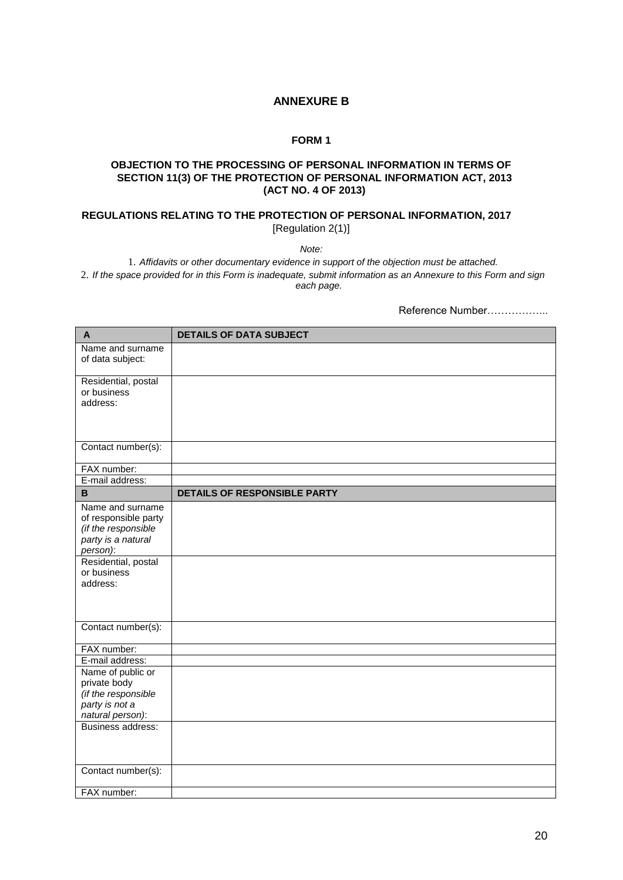## ANNEXURE B

### FORM 1

**OBJECTION TO THE PROCESSING OF PERSONAL INFORMATION IN TERMS OF SECTION 11(3) OF THE PROTECTION OF PERSONAL INFORMATION ACT, 2013 (ACT NO. 4 OF 2013)**

**REGULATIONS RELATING TO THE PROTECTION OF PERSONAL INFORMATION, 2017**
[Regulation 2(1)]

*Note:*

1. *Affidavits or other documentary evidence in support of the objection must be attached.*
2. *If the space provided for in this Form is inadequate, submit information as an Annexure to this Form and sign each page.*

Reference Number……………..

| **A** | **DETAILS OF DATA SUBJECT** |
|---|---|
| Name and surname of data subject: | |
| Residential, postal or business address: | |
| Contact number(s): | |
| FAX number: | |
| E-mail address: | |
| **B** | **DETAILS OF RESPONSIBLE PARTY** |
| Name and surname of responsible party *(if the responsible party is a natural person)*: | |
| Residential, postal or business address: | |
| Contact number(s): | |
| FAX number: | |
| E-mail address: | |
| Name of public or private body *(if the responsible party is not a natural person)*: | |
| Business address: | |
| Contact number(s): | |
| FAX number: | |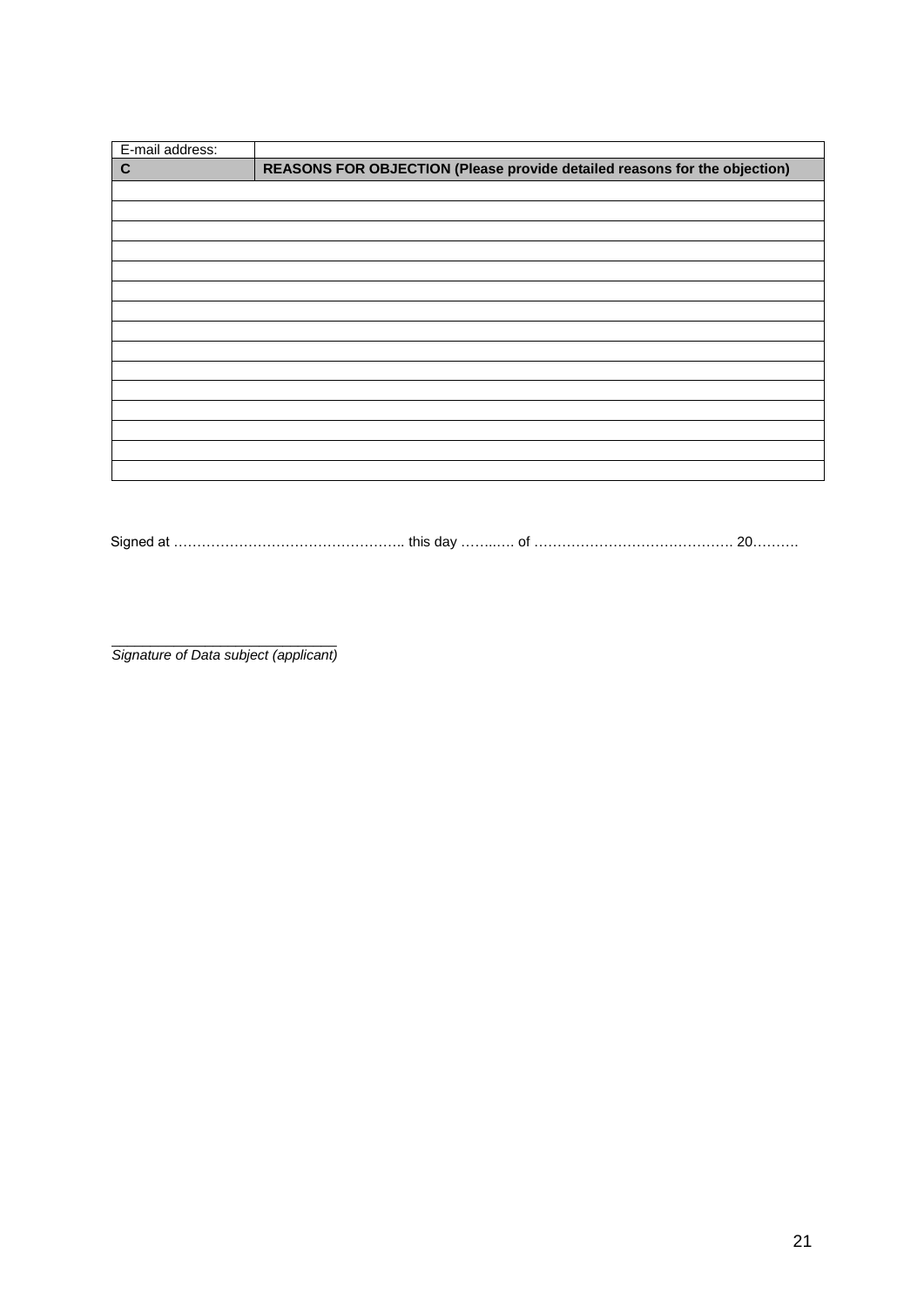| E-mail address: | |
|---|---|
| **C** | **REASONS FOR OBJECTION (Please provide detailed reasons for the objection)** |
| | |
| | |
| | |
| | |
| | |
| | |
| | |
| | |
| | |
| | |
| | |
| | |
| | |
| | |
| | |

Signed at ………………………………………….. this day ……..…. of ……………………………………. 20……….

_______________________________
*Signature of Data subject (applicant)*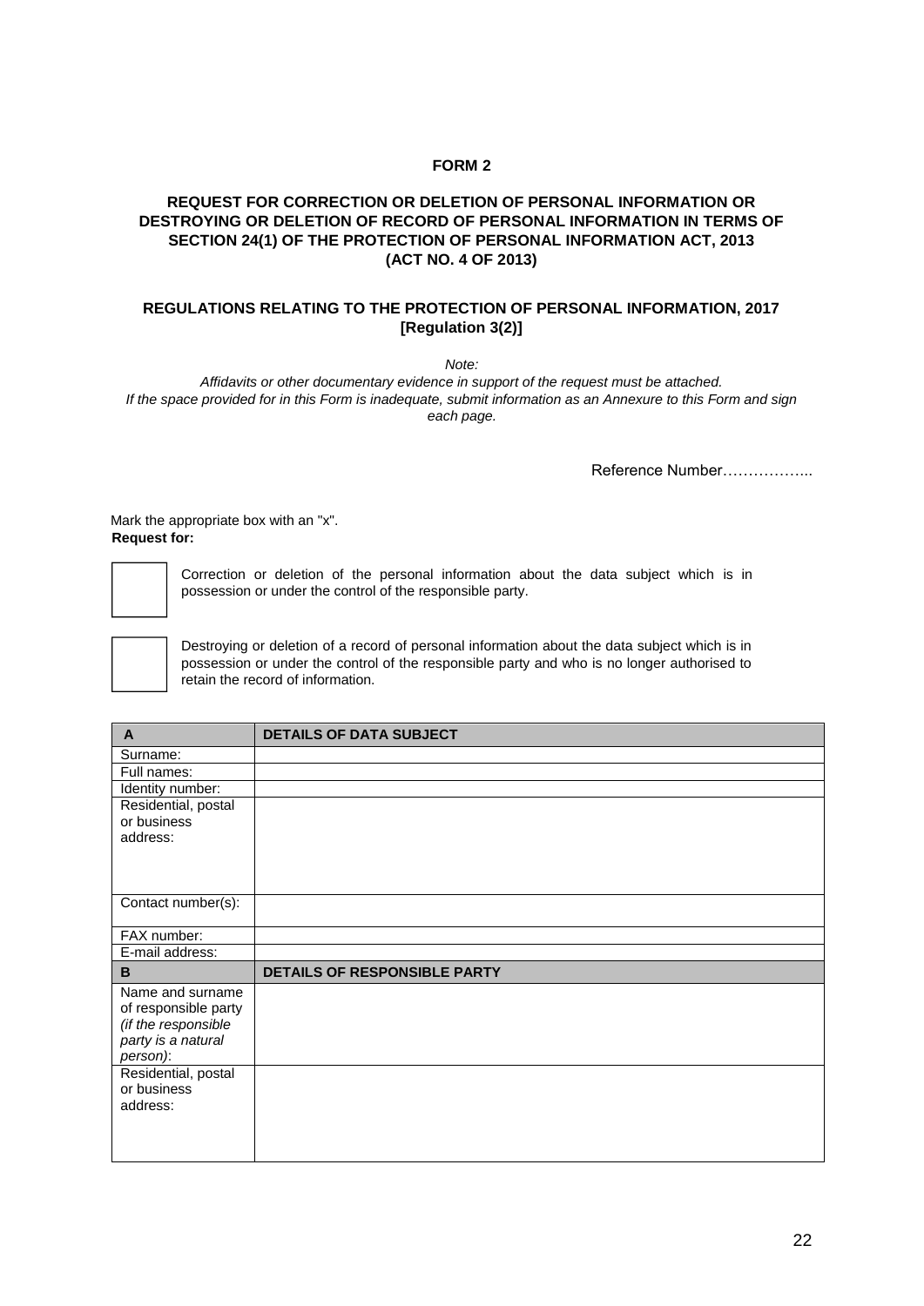## FORM 2

### REQUEST FOR CORRECTION OR DELETION OF PERSONAL INFORMATION OR DESTROYING OR DELETION OF RECORD OF PERSONAL INFORMATION IN TERMS OF SECTION 24(1) OF THE PROTECTION OF PERSONAL INFORMATION ACT, 2013 (ACT NO. 4 OF 2013)

### REGULATIONS RELATING TO THE PROTECTION OF PERSONAL INFORMATION, 2017 [Regulation 3(2)]

*Note:*

*Affidavits or other documentary evidence in support of the request must be attached.*
*If the space provided for in this Form is inadequate, submit information as an Annexure to this Form and sign each page.*

Reference Number……………...

Mark the appropriate box with an "x".
**Request for:**

☐ Correction or deletion of the personal information about the data subject which is in possession or under the control of the responsible party.

☐ Destroying or deletion of a record of personal information about the data subject which is in possession or under the control of the responsible party and who is no longer authorised to retain the record of information.

| **A** | **DETAILS OF DATA SUBJECT** |
|---|---|
| Surname: | |
| Full names: | |
| Identity number: | |
| Residential, postal or business address: | |
| Contact number(s): | |
| FAX number: | |
| E-mail address: | |
| **B** | **DETAILS OF RESPONSIBLE PARTY** |
| Name and surname of responsible party *(if the responsible party is a natural person)*: | |
| Residential, postal or business address: | |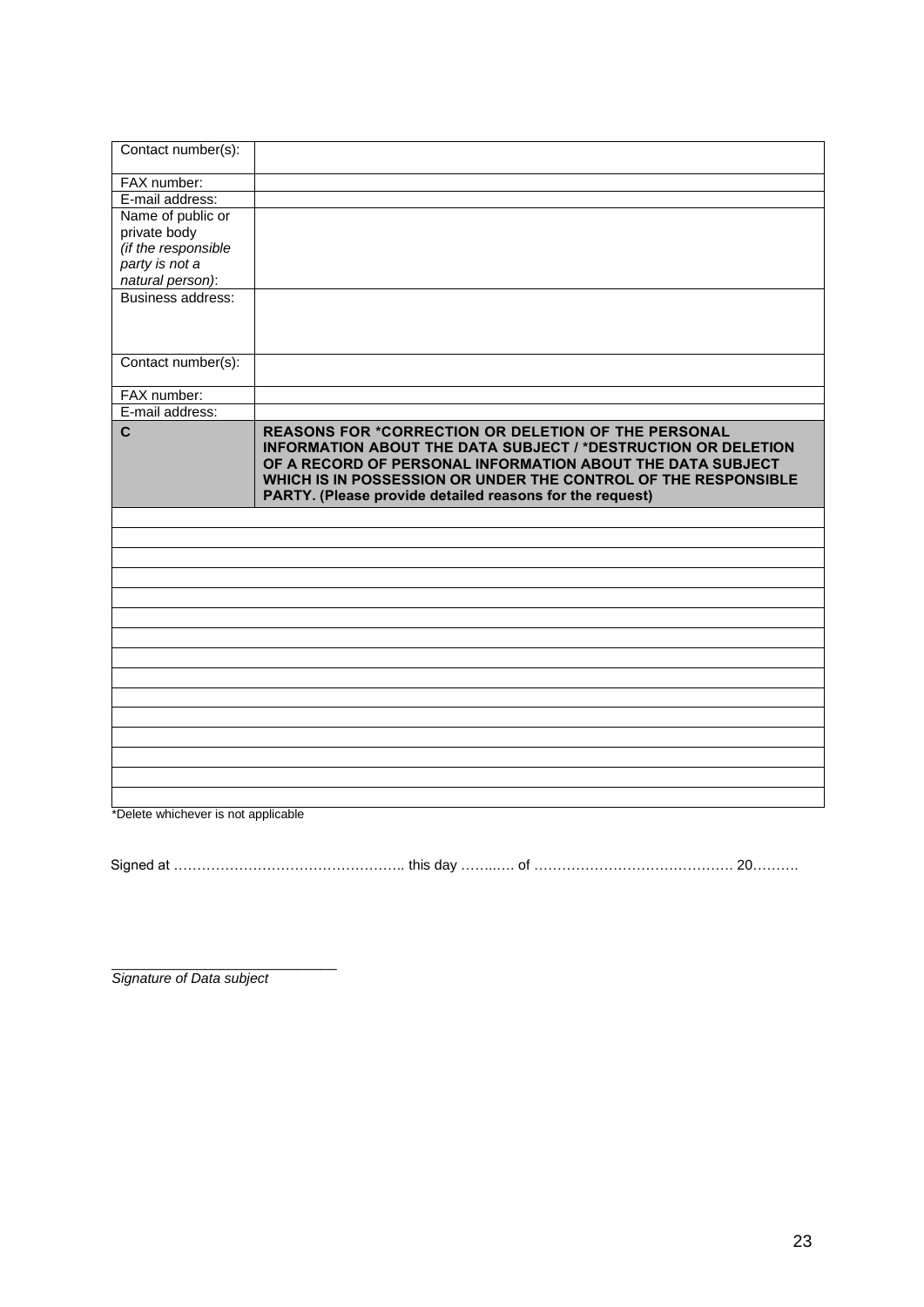| | |
|---|---|
| Contact number(s): | |
| FAX number: | |
| E-mail address: | |
| Name of public or private body *(if the responsible party is not a natural person)*: | |
| Business address: | |
| Contact number(s): | |
| FAX number: | |
| E-mail address: | |
| **C** | **REASONS FOR *CORRECTION OR DELETION OF THE PERSONAL INFORMATION ABOUT THE DATA SUBJECT / *DESTRUCTION OR DELETION OF A RECORD OF PERSONAL INFORMATION ABOUT THE DATA SUBJECT WHICH IS IN POSSESSION OR UNDER THE CONTROL OF THE RESPONSIBLE PARTY. (Please provide detailed reasons for the request)** |
| | |
| | |
| | |
| | |
| | |
| | |
| | |
| | |
| | |
| | |
| | |
| | |
| | |
| | |
| | |

*Delete whichever is not applicable

Signed at ………………………………………….. this day ……..…. of ……………………………………. 20……….

_____________________________

*Signature of Data subject*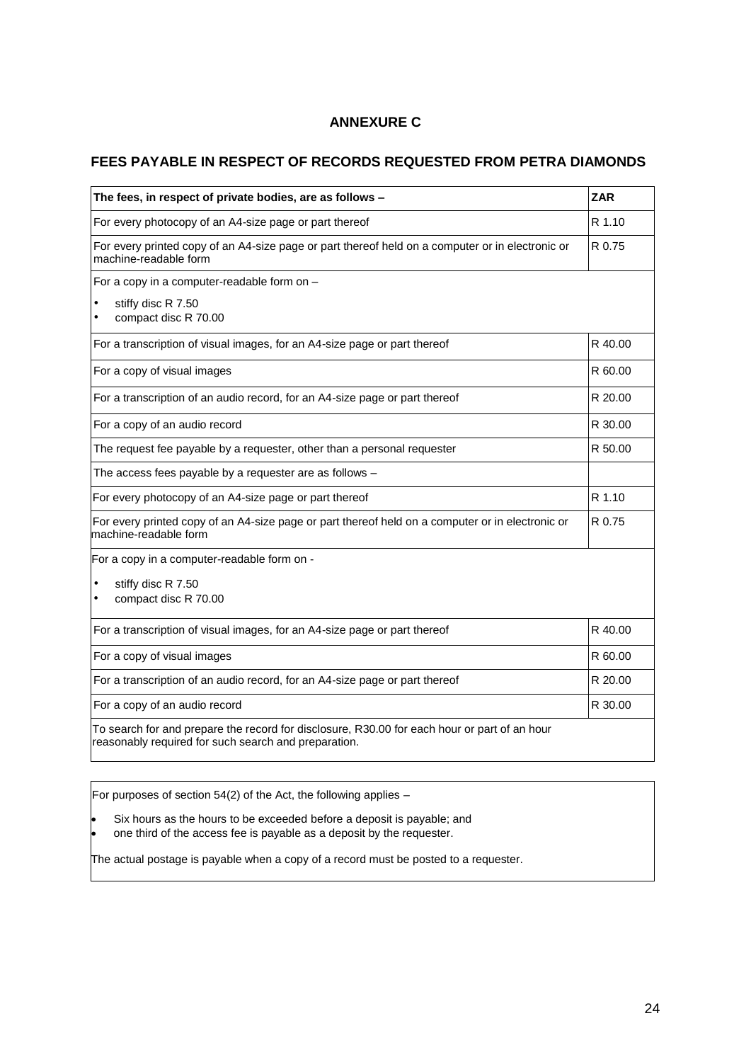## ANNEXURE C

## FEES PAYABLE IN RESPECT OF RECORDS REQUESTED FROM PETRA DIAMONDS

| **The fees, in respect of private bodies, are as follows –** | **ZAR** |
|---|---|
| For every photocopy of an A4-size page or part thereof | R 1.10 |
| For every printed copy of an A4-size page or part thereof held on a computer or in electronic or machine-readable form | R 0.75 |
| For a copy in a computer-readable form on – <br>• stiffy disc R 7.50 <br>• compact disc R 70.00 | |
| For a transcription of visual images, for an A4-size page or part thereof | R 40.00 |
| For a copy of visual images | R 60.00 |
| For a transcription of an audio record, for an A4-size page or part thereof | R 20.00 |
| For a copy of an audio record | R 30.00 |
| The request fee payable by a requester, other than a personal requester | R 50.00 |
| The access fees payable by a requester are as follows – | |
| For every photocopy of an A4-size page or part thereof | R 1.10 |
| For every printed copy of an A4-size page or part thereof held on a computer or in electronic or machine-readable form | R 0.75 |
| For a copy in a computer-readable form on - <br>• stiffy disc R 7.50 <br>• compact disc R 70.00 | |
| For a transcription of visual images, for an A4-size page or part thereof | R 40.00 |
| For a copy of visual images | R 60.00 |
| For a transcription of an audio record, for an A4-size page or part thereof | R 20.00 |
| For a copy of an audio record | R 30.00 |
| To search for and prepare the record for disclosure, R30.00 for each hour or part of an hour reasonably required for such search and preparation. | |

For purposes of section 54(2) of the Act, the following applies –

- Six hours as the hours to be exceeded before a deposit is payable; and
- one third of the access fee is payable as a deposit by the requester.

The actual postage is payable when a copy of a record must be posted to a requester.